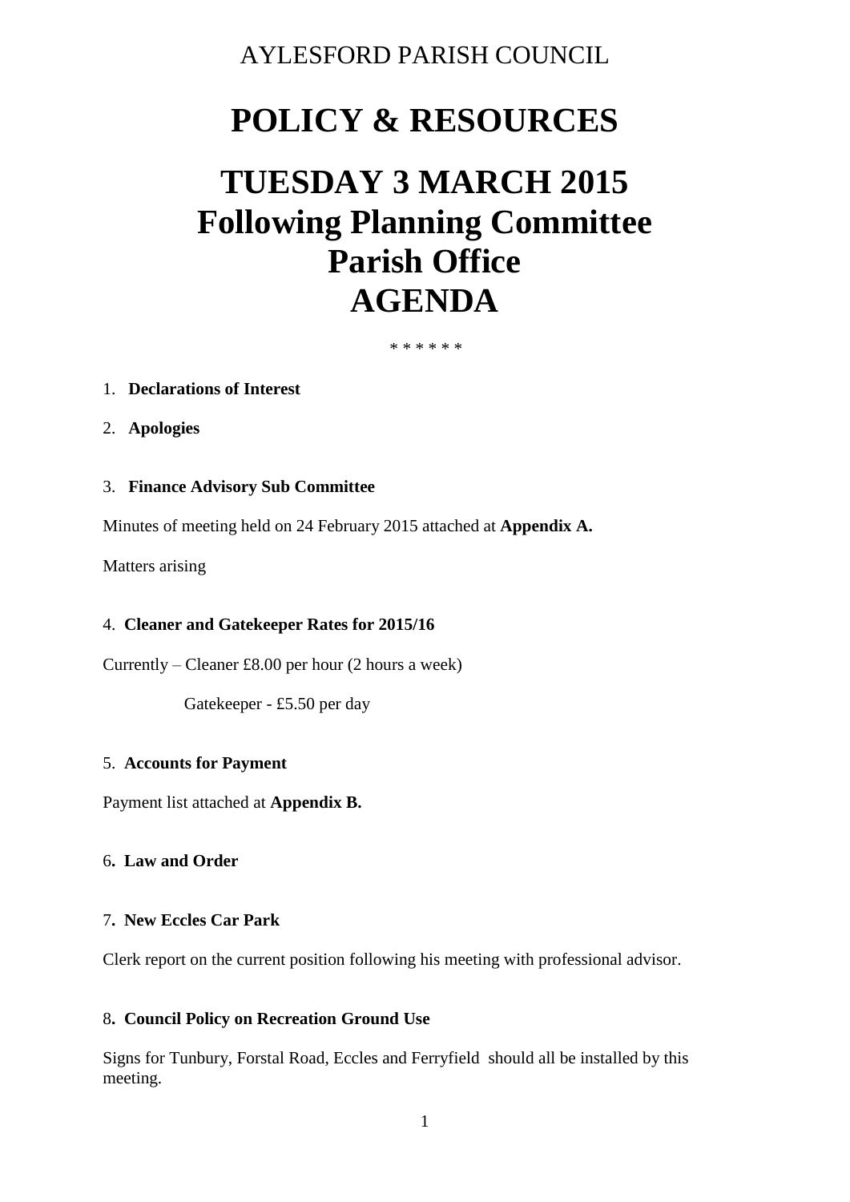AYLESFORD PARISH COUNCIL

# POLICY & RESOURCES

# TUESDAY 3 MARCH 2015
# Following Planning Committee
# Parish Office
# AGENDA

\* \* \* \* \* \*

1. **Declarations of Interest**

2. **Apologies**

3. **Finance Advisory Sub Committee**

Minutes of meeting held on 24 February 2015 attached at **Appendix A.**

Matters arising

4. **Cleaner and Gatekeeper Rates for 2015/16**

Currently – Cleaner £8.00 per hour (2 hours a week)

Gatekeeper - £5.50 per day

5. **Accounts for Payment**

Payment list attached at **Appendix B.**

6. **Law and Order**

7. **New Eccles Car Park**

Clerk report on the current position following his meeting with professional advisor.

8. **Council Policy on Recreation Ground Use**

Signs for Tunbury, Forstal Road, Eccles and Ferryfield should all be installed by this meeting.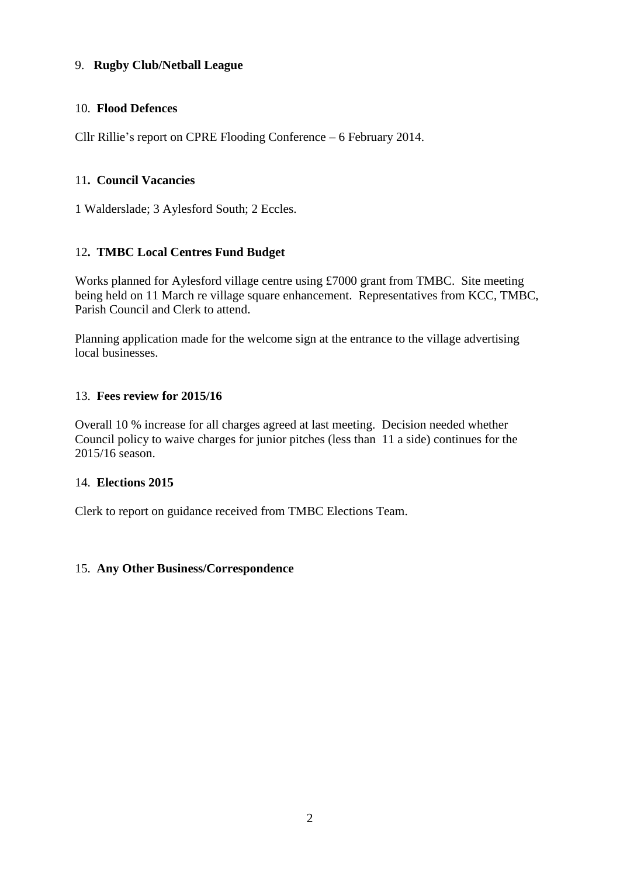9. **Rugby Club/Netball League**

10. **Flood Defences**

Cllr Rillie's report on CPRE Flooding Conference – 6 February 2014.

11**. Council Vacancies**

1 Walderslade; 3 Aylesford South; 2 Eccles.

12**. TMBC Local Centres Fund Budget**

Works planned for Aylesford village centre using £7000 grant from TMBC. Site meeting being held on 11 March re village square enhancement. Representatives from KCC, TMBC, Parish Council and Clerk to attend.

Planning application made for the welcome sign at the entrance to the village advertising local businesses.

13. **Fees review for 2015/16**

Overall 10 % increase for all charges agreed at last meeting. Decision needed whether Council policy to waive charges for junior pitches (less than 11 a side) continues for the 2015/16 season.

14. **Elections 2015**

Clerk to report on guidance received from TMBC Elections Team.

15. **Any Other Business/Correspondence**